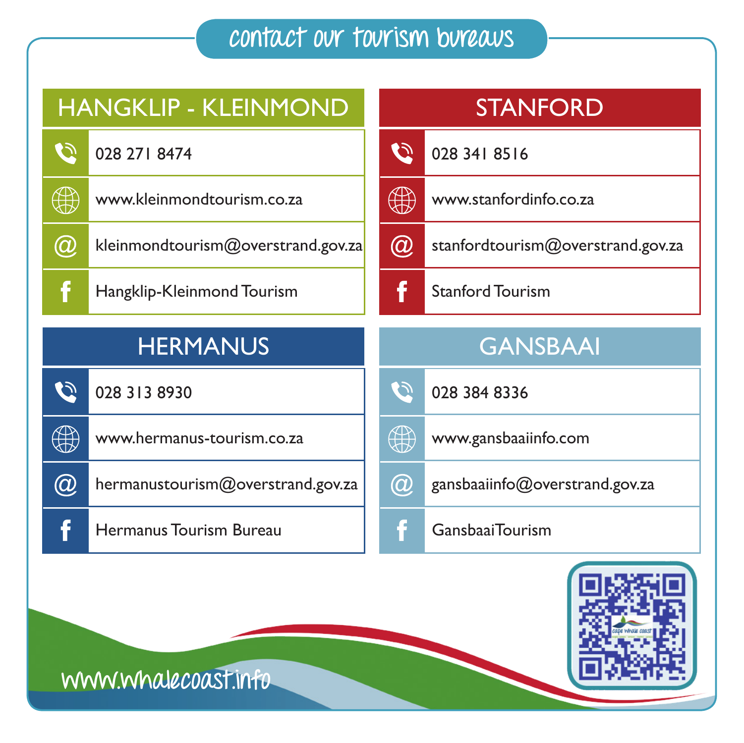# contact our tourism bureaus

## HANGKLIP - KLEINMOND

- 028 271 8474
- www.kleinmondtourism.co.za
- kleinmondtourism@overstrand.gov.za
- Hangklip-Kleinmond Tourism

## STANFORD

- 028 341 8516
- www.stanfordinfo.co.za
- stanfordtourism@overstrand.gov.za
- Stanford Tourism

## HERMANUS

- 028 313 8930
- www.hermanus-tourism.co.za
- hermanustourism@overstrand.gov.za
- Hermanus Tourism Bureau

## GANSBAAI

- 028 384 8336
- www.gansbaaiinfo.com
- gansbaaiinfo@overstrand.gov.za
- Gansbaai Tourism

www.whalecoast.info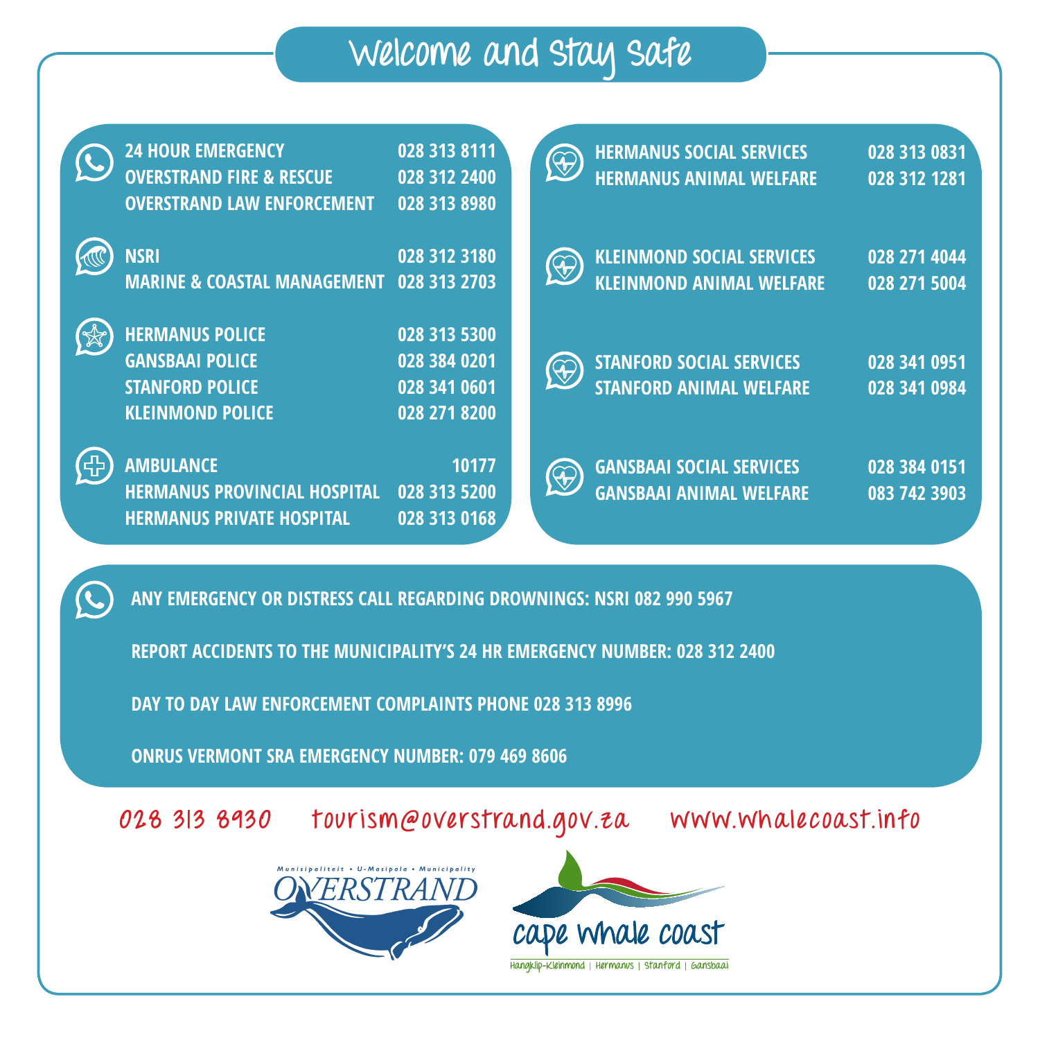# Welcome and Stay Safe

| | |
|---|---|
| **24 HOUR EMERGENCY** | **028 313 8111** |
| **OVERSTRAND FIRE & RESCUE** | **028 312 2400** |
| **OVERSTRAND LAW ENFORCEMENT** | **028 313 8980** |
| **NSRI** | **028 312 3180** |
| **MARINE & COASTAL MANAGEMENT** | **028 313 2703** |
| **HERMANUS POLICE** | **028 313 5300** |
| **GANSBAAI POLICE** | **028 384 0201** |
| **STANFORD POLICE** | **028 341 0601** |
| **KLEINMOND POLICE** | **028 271 8200** |
| **AMBULANCE** | **10177** |
| **HERMANUS PROVINCIAL HOSPITAL** | **028 313 5200** |
| **HERMANUS PRIVATE HOSPITAL** | **028 313 0168** |

| | |
|---|---|
| **HERMANUS SOCIAL SERVICES** | **028 313 0831** |
| **HERMANUS ANIMAL WELFARE** | **028 312 1281** |
| **KLEINMOND SOCIAL SERVICES** | **028 271 4044** |
| **KLEINMOND ANIMAL WELFARE** | **028 271 5004** |
| **STANFORD SOCIAL SERVICES** | **028 341 0951** |
| **STANFORD ANIMAL WELFARE** | **028 341 0984** |
| **GANSBAAI SOCIAL SERVICES** | **028 384 0151** |
| **GANSBAAI ANIMAL WELFARE** | **083 742 3903** |

**ANY EMERGENCY OR DISTRESS CALL REGARDING DROWNINGS: NSRI 082 990 5967**

**REPORT ACCIDENTS TO THE MUNICIPALITY'S 24 HR EMERGENCY NUMBER: 028 312 2400**

**DAY TO DAY LAW ENFORCEMENT COMPLAINTS PHONE 028 313 8996**

**ONRUS VERMONT SRA EMERGENCY NUMBER: 079 469 8606**

028 313 8930 tourism@overstrand.gov.za www.whalecoast.info

Munisipaliteit • U-Masipala • Municipality OVERSTRAND

cape whale coast

Hangklip-Kleinmond | Hermanus | Stanford | Gansbaai